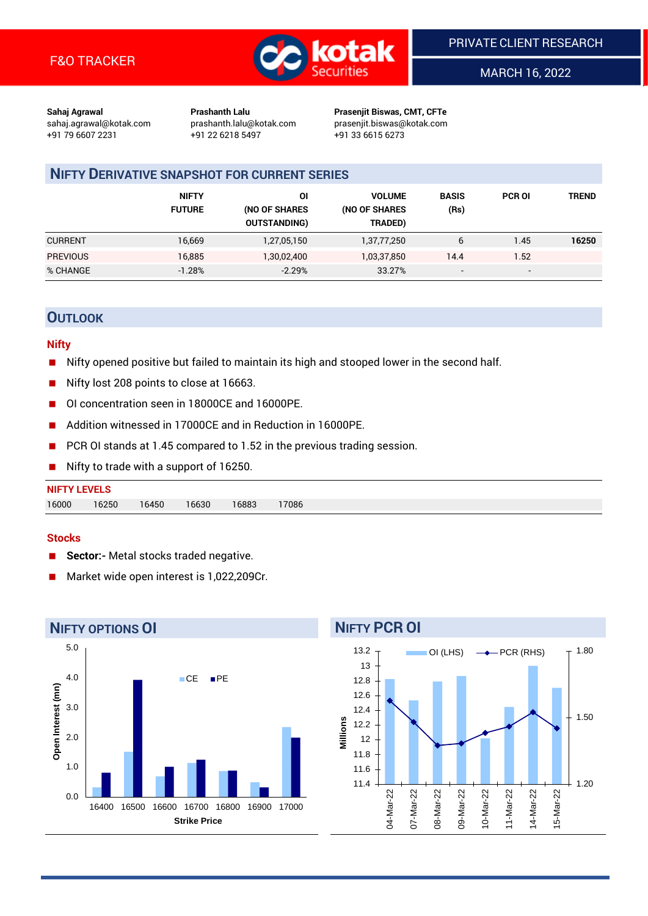F&O TRACKER

PRIVATE CLIENT RESEARCH

MARCH 16, 2022

**Sahaj Agrawal**
sahaj.agrawal@kotak.com
+91 79 6607 2231

**Prashanth Lalu**
prashanth.lalu@kotak.com
+91 22 6218 5497

**Prasenjit Biswas, CMT, CFTe**
prasenjit.biswas@kotak.com
+91 33 6615 6273

## NIFTY DERIVATIVE SNAPSHOT FOR CURRENT SERIES

| | NIFTY FUTURE | OI (NO OF SHARES OUTSTANDING) | VOLUME (NO OF SHARES TRADED) | BASIS (Rs) | PCR OI | TREND |
|---|---|---|---|---|---|---|
| CURRENT | 16,669 | 1,27,05,150 | 1,37,77,250 | 6 | 1.45 | **16250** |
| PREVIOUS | 16,885 | 1,30,02,400 | 1,03,37,850 | 14.4 | 1.52 | |
| % CHANGE | -1.28% | -2.29% | 33.27% | - | - | |

## OUTLOOK

### Nifty

- Nifty opened positive but failed to maintain its high and stooped lower in the second half.
- Nifty lost 208 points to close at 16663.
- OI concentration seen in 18000CE and 16000PE.
- Addition witnessed in 17000CE and in Reduction in 16000PE.
- PCR OI stands at 1.45 compared to 1.52 in the previous trading session.
- Nifty to trade with a support of 16250.

**NIFTY LEVELS**

| 16000 | 16250 | 16450 | 16630 | 16883 | 17086 |
|---|---|---|---|---|---|

### Stocks

- **Sector:-** Metal stocks traded negative.
- Market wide open interest is 1,022,209Cr.

## NIFTY OPTIONS OI

| Strike Price | CE (Open Interest, mn) | PE (Open Interest, mn) |
|---|---|---|
| 16400 | 0.3 | 0.8 |
| 16500 | 1.5 | 3.9 |
| 16600 | 0.7 | 1.0 |
| 16700 | 1.1 | 1.2 |
| 16800 | 0.9 | 0.9 |
| 16900 | 0.5 | 0.3 |
| 17000 | 2.3 | 2.0 |

## NIFTY PCR OI

| Date | OI (LHS, Millions) | PCR (RHS) |
|---|---|---|
| 04-Mar-22 | 12.8 | 1.58 |
| 07-Mar-22 | 12.5 | 1.48 |
| 08-Mar-22 | 12.8 | 1.37 |
| 09-Mar-22 | 12.9 | 1.38 |
| 10-Mar-22 | 12.0 | 1.43 |
| 11-Mar-22 | 12.4 | 1.46 |
| 14-Mar-22 | 13.0 | 1.52 |
| 15-Mar-22 | 12.7 | 1.45 |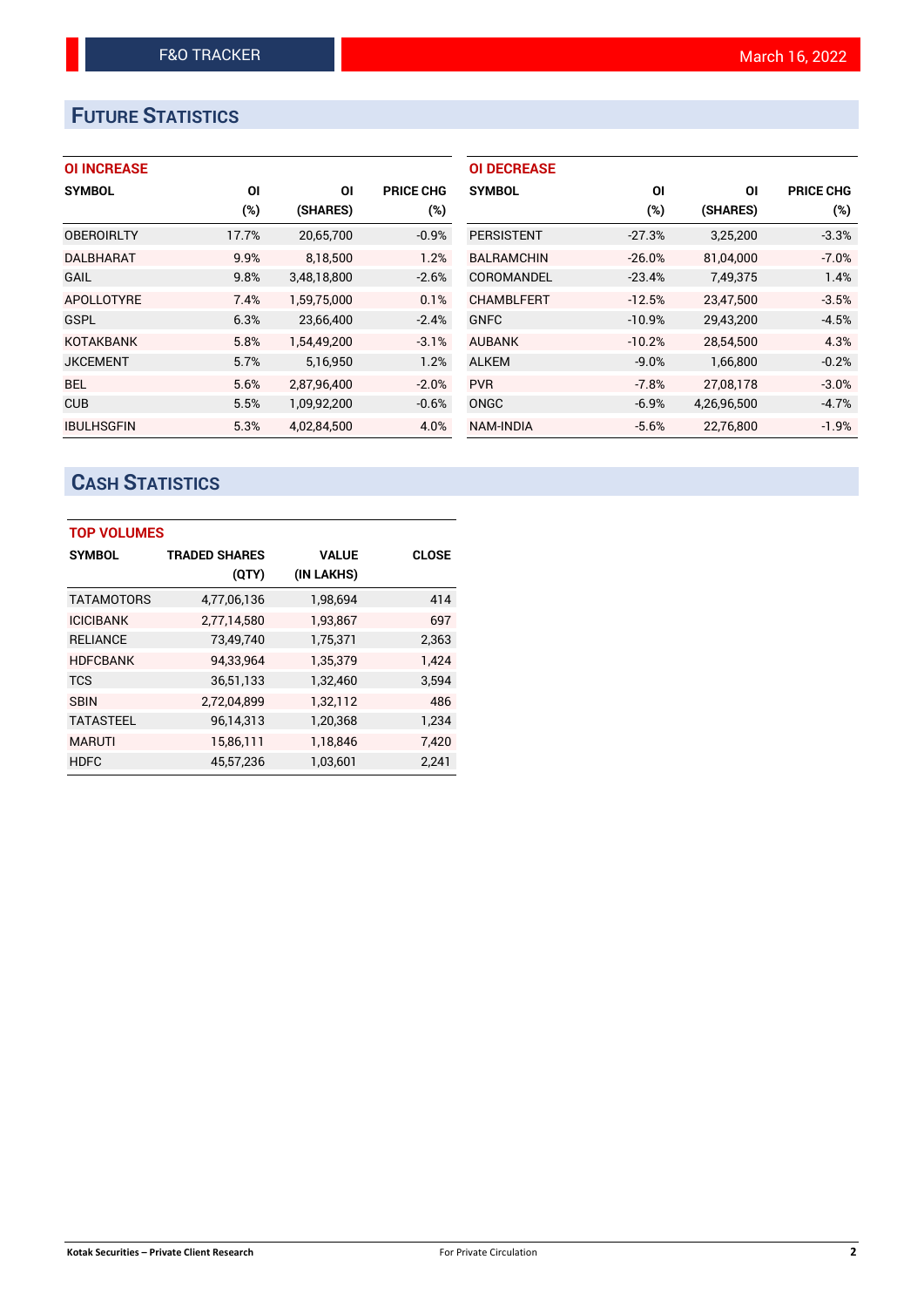# FUTURE STATISTICS

### OI INCREASE

| SYMBOL | OI (%) | OI (SHARES) | PRICE CHG (%) |
|---|---|---|---|
| OBEROIRLTY | 17.7% | 20,65,700 | -0.9% |
| DALBHARAT | 9.9% | 8,18,500 | 1.2% |
| GAIL | 9.8% | 3,48,18,800 | -2.6% |
| APOLLOTYRE | 7.4% | 1,59,75,000 | 0.1% |
| GSPL | 6.3% | 23,66,400 | -2.4% |
| KOTAKBANK | 5.8% | 1,54,49,200 | -3.1% |
| JKCEMENT | 5.7% | 5,16,950 | 1.2% |
| BEL | 5.6% | 2,87,96,400 | -2.0% |
| CUB | 5.5% | 1,09,92,200 | -0.6% |
| IBULHSGFIN | 5.3% | 4,02,84,500 | 4.0% |

### OI DECREASE

| SYMBOL | OI (%) | OI (SHARES) | PRICE CHG (%) |
|---|---|---|---|
| PERSISTENT | -27.3% | 3,25,200 | -3.3% |
| BALRAMCHIN | -26.0% | 81,04,000 | -7.0% |
| COROMANDEL | -23.4% | 7,49,375 | 1.4% |
| CHAMBLFERT | -12.5% | 23,47,500 | -3.5% |
| GNFC | -10.9% | 29,43,200 | -4.5% |
| AUBANK | -10.2% | 28,54,500 | 4.3% |
| ALKEM | -9.0% | 1,66,800 | -0.2% |
| PVR | -7.8% | 27,08,178 | -3.0% |
| ONGC | -6.9% | 4,26,96,500 | -4.7% |
| NAM-INDIA | -5.6% | 22,76,800 | -1.9% |

# CASH STATISTICS

### TOP VOLUMES

| SYMBOL | TRADED SHARES (QTY) | VALUE (IN LAKHS) | CLOSE |
|---|---|---|---|
| TATAMOTORS | 4,77,06,136 | 1,98,694 | 414 |
| ICICIBANK | 2,77,14,580 | 1,93,867 | 697 |
| RELIANCE | 73,49,740 | 1,75,371 | 2,363 |
| HDFCBANK | 94,33,964 | 1,35,379 | 1,424 |
| TCS | 36,51,133 | 1,32,460 | 3,594 |
| SBIN | 2,72,04,899 | 1,32,112 | 486 |
| TATASTEEL | 96,14,313 | 1,20,368 | 1,234 |
| MARUTI | 15,86,111 | 1,18,846 | 7,420 |
| HDFC | 45,57,236 | 1,03,601 | 2,241 |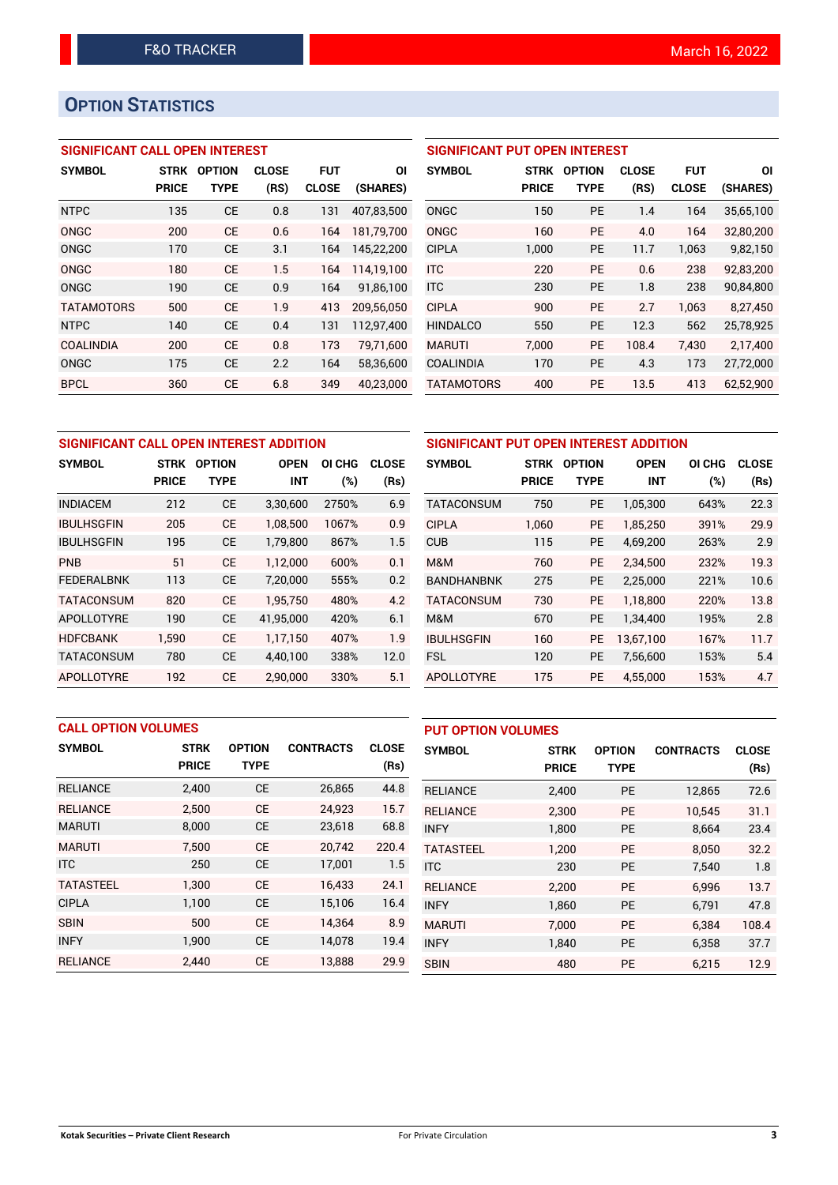# OPTION STATISTICS

### SIGNIFICANT CALL OPEN INTEREST

| SYMBOL | STRK PRICE | OPTION TYPE | CLOSE (RS) | FUT CLOSE | OI (SHARES) |
|---|---|---|---|---|---|
| NTPC | 135 | CE | 0.8 | 131 | 407,83,500 |
| ONGC | 200 | CE | 0.6 | 164 | 181,79,700 |
| ONGC | 170 | CE | 3.1 | 164 | 145,22,200 |
| ONGC | 180 | CE | 1.5 | 164 | 114,19,100 |
| ONGC | 190 | CE | 0.9 | 164 | 91,86,100 |
| TATAMOTORS | 500 | CE | 1.9 | 413 | 209,56,050 |
| NTPC | 140 | CE | 0.4 | 131 | 112,97,400 |
| COALINDIA | 200 | CE | 0.8 | 173 | 79,71,600 |
| ONGC | 175 | CE | 2.2 | 164 | 58,36,600 |
| BPCL | 360 | CE | 6.8 | 349 | 40,23,000 |

### SIGNIFICANT PUT OPEN INTEREST

| SYMBOL | STRK PRICE | OPTION TYPE | CLOSE (RS) | FUT CLOSE | OI (SHARES) |
|---|---|---|---|---|---|
| ONGC | 150 | PE | 1.4 | 164 | 35,65,100 |
| ONGC | 160 | PE | 4.0 | 164 | 32,80,200 |
| CIPLA | 1,000 | PE | 11.7 | 1,063 | 9,82,150 |
| ITC | 220 | PE | 0.6 | 238 | 92,83,200 |
| ITC | 230 | PE | 1.8 | 238 | 90,84,800 |
| CIPLA | 900 | PE | 2.7 | 1,063 | 8,27,450 |
| HINDALCO | 550 | PE | 12.3 | 562 | 25,78,925 |
| MARUTI | 7,000 | PE | 108.4 | 7,430 | 2,17,400 |
| COALINDIA | 170 | PE | 4.3 | 173 | 27,72,000 |
| TATAMOTORS | 400 | PE | 13.5 | 413 | 62,52,900 |

### SIGNIFICANT CALL OPEN INTEREST ADDITION

| SYMBOL | STRK PRICE | OPTION TYPE | OPEN INT | OI CHG (%) | CLOSE (Rs) |
|---|---|---|---|---|---|
| INDIACEM | 212 | CE | 3,30,600 | 2750% | 6.9 |
| IBULHSGFIN | 205 | CE | 1,08,500 | 1067% | 0.9 |
| IBULHSGFIN | 195 | CE | 1,79,800 | 867% | 1.5 |
| PNB | 51 | CE | 1,12,000 | 600% | 0.1 |
| FEDERALBNK | 113 | CE | 7,20,000 | 555% | 0.2 |
| TATACONSUM | 820 | CE | 1,95,750 | 480% | 4.2 |
| APOLLOTYRE | 190 | CE | 41,95,000 | 420% | 6.1 |
| HDFCBANK | 1,590 | CE | 1,17,150 | 407% | 1.9 |
| TATACONSUM | 780 | CE | 4,40,100 | 338% | 12.0 |
| APOLLOTYRE | 192 | CE | 2,90,000 | 330% | 5.1 |

### SIGNIFICANT PUT OPEN INTEREST ADDITION

| SYMBOL | STRK PRICE | OPTION TYPE | OPEN INT | OI CHG (%) | CLOSE (Rs) |
|---|---|---|---|---|---|
| TATACONSUM | 750 | PE | 1,05,300 | 643% | 22.3 |
| CIPLA | 1,060 | PE | 1,85,250 | 391% | 29.9 |
| CUB | 115 | PE | 4,69,200 | 263% | 2.9 |
| M&M | 760 | PE | 2,34,500 | 232% | 19.3 |
| BANDHANBNK | 275 | PE | 2,25,000 | 221% | 10.6 |
| TATACONSUM | 730 | PE | 1,18,800 | 220% | 13.8 |
| M&M | 670 | PE | 1,34,400 | 195% | 2.8 |
| IBULHSGFIN | 160 | PE | 13,67,100 | 167% | 11.7 |
| FSL | 120 | PE | 7,56,600 | 153% | 5.4 |
| APOLLOTYRE | 175 | PE | 4,55,000 | 153% | 4.7 |

### CALL OPTION VOLUMES

| SYMBOL | STRK PRICE | OPTION TYPE | CONTRACTS | CLOSE (Rs) |
|---|---|---|---|---|
| RELIANCE | 2,400 | CE | 26,865 | 44.8 |
| RELIANCE | 2,500 | CE | 24,923 | 15.7 |
| MARUTI | 8,000 | CE | 23,618 | 68.8 |
| MARUTI | 7,500 | CE | 20,742 | 220.4 |
| ITC | 250 | CE | 17,001 | 1.5 |
| TATASTEEL | 1,300 | CE | 16,433 | 24.1 |
| CIPLA | 1,100 | CE | 15,106 | 16.4 |
| SBIN | 500 | CE | 14,364 | 8.9 |
| INFY | 1,900 | CE | 14,078 | 19.4 |
| RELIANCE | 2,440 | CE | 13,888 | 29.9 |

### PUT OPTION VOLUMES

| SYMBOL | STRK PRICE | OPTION TYPE | CONTRACTS | CLOSE (Rs) |
|---|---|---|---|---|
| RELIANCE | 2,400 | PE | 12,865 | 72.6 |
| RELIANCE | 2,300 | PE | 10,545 | 31.1 |
| INFY | 1,800 | PE | 8,664 | 23.4 |
| TATASTEEL | 1,200 | PE | 8,050 | 32.2 |
| ITC | 230 | PE | 7,540 | 1.8 |
| RELIANCE | 2,200 | PE | 6,996 | 13.7 |
| INFY | 1,860 | PE | 6,791 | 47.8 |
| MARUTI | 7,000 | PE | 6,384 | 108.4 |
| INFY | 1,840 | PE | 6,358 | 37.7 |
| SBIN | 480 | PE | 6,215 | 12.9 |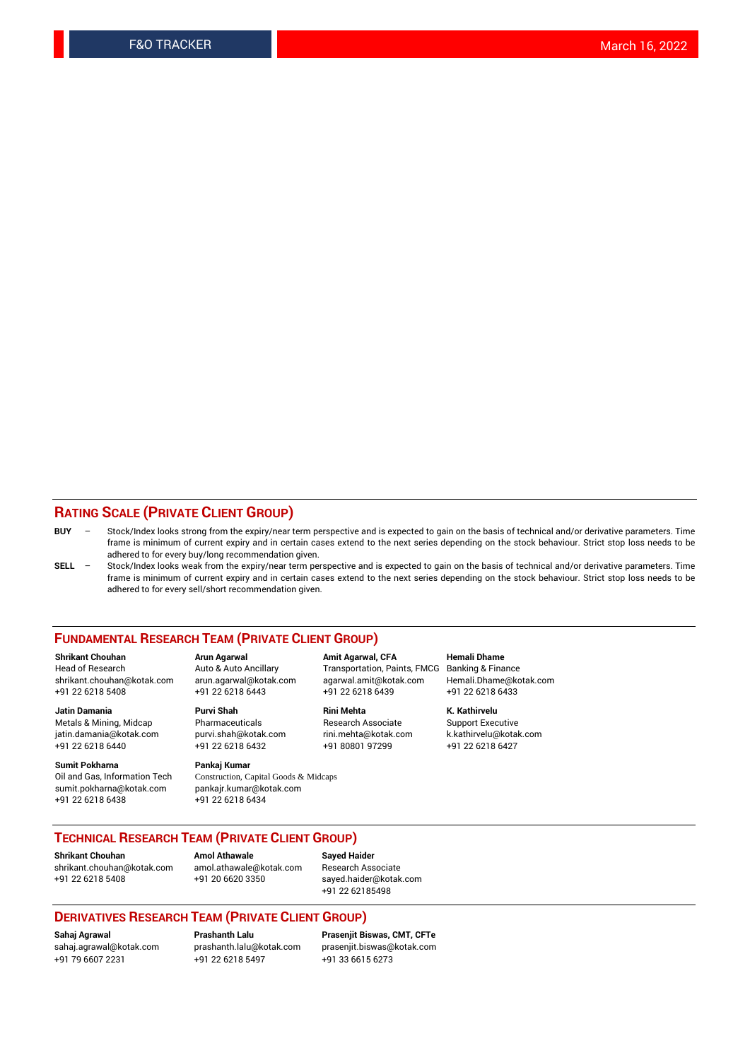## RATING SCALE (PRIVATE CLIENT GROUP)

**BUY** – Stock/Index looks strong from the expiry/near term perspective and is expected to gain on the basis of technical and/or derivative parameters. Time frame is minimum of current expiry and in certain cases extend to the next series depending on the stock behaviour. Strict stop loss needs to be adhered to for every buy/long recommendation given.

**SELL** – Stock/Index looks weak from the expiry/near term perspective and is expected to gain on the basis of technical and/or derivative parameters. Time frame is minimum of current expiry and in certain cases extend to the next series depending on the stock behaviour. Strict stop loss needs to be adhered to for every sell/short recommendation given.

## FUNDAMENTAL RESEARCH TEAM (PRIVATE CLIENT GROUP)

**Shrikant Chouhan**
Head of Research
shrikant.chouhan@kotak.com
+91 22 6218 5408

**Arun Agarwal**
Auto & Auto Ancillary
arun.agarwal@kotak.com
+91 22 6218 6443

**Amit Agarwal, CFA**
Transportation, Paints, FMCG
agarwal.amit@kotak.com
+91 22 6218 6439

**Hemali Dhame**
Banking & Finance
Hemali.Dhame@kotak.com
+91 22 6218 6433

**Jatin Damania**
Metals & Mining, Midcap
jatin.damania@kotak.com
+91 22 6218 6440

**Purvi Shah**
Pharmaceuticals
purvi.shah@kotak.com
+91 22 6218 6432

**Rini Mehta**
Research Associate
rini.mehta@kotak.com
+91 80801 97299

**K. Kathirvelu**
Support Executive
k.kathirvelu@kotak.com
+91 22 6218 6427

**Sumit Pokharna**
Oil and Gas, Information Tech
sumit.pokharna@kotak.com
+91 22 6218 6438

**Pankaj Kumar**
Construction, Capital Goods & Midcaps
pankajr.kumar@kotak.com
+91 22 6218 6434

## TECHNICAL RESEARCH TEAM (PRIVATE CLIENT GROUP)

**Shrikant Chouhan**
shrikant.chouhan@kotak.com
+91 22 6218 5408

**Amol Athawale**
amol.athawale@kotak.com
+91 20 6620 3350

**Sayed Haider**
Research Associate
sayed.haider@kotak.com
+91 22 62185498

## DERIVATIVES RESEARCH TEAM (PRIVATE CLIENT GROUP)

**Sahaj Agrawal**
sahaj.agrawal@kotak.com
+91 79 6607 2231

**Prashanth Lalu**
prashanth.lalu@kotak.com
+91 22 6218 5497

**Prasenjit Biswas, CMT, CFTe**
prasenjit.biswas@kotak.com
+91 33 6615 6273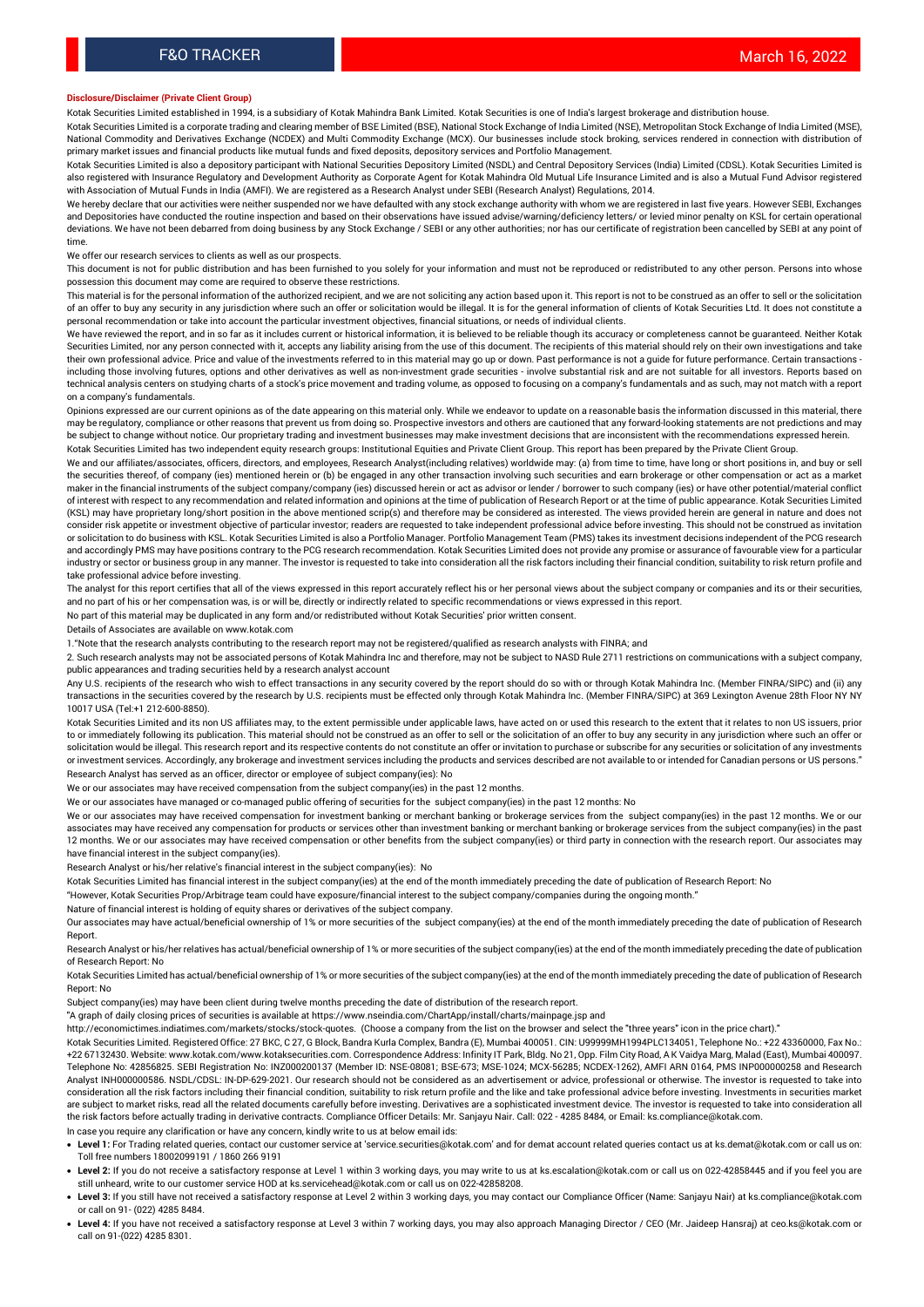**Disclosure/Disclaimer (Private Client Group)**

Kotak Securities Limited established in 1994, is a subsidiary of Kotak Mahindra Bank Limited. Kotak Securities is one of India's largest brokerage and distribution house.

Kotak Securities Limited is a corporate trading and clearing member of BSE Limited (BSE), National Stock Exchange of India Limited (NSE), Metropolitan Stock Exchange of India Limited (MSE), National Commodity and Derivatives Exchange (NCDEX) and Multi Commodity Exchange (MCX). Our businesses include stock broking, services rendered in connection with distribution of primary market issues and financial products like mutual funds and fixed deposits, depository services and Portfolio Management.

Kotak Securities Limited is also a depository participant with National Securities Depository Limited (NSDL) and Central Depository Services (India) Limited (CDSL). Kotak Securities Limited is also registered with Insurance Regulatory and Development Authority as Corporate Agent for Kotak Mahindra Old Mutual Life Insurance Limited and is also a Mutual Fund Advisor registered with Association of Mutual Funds in India (AMFI). We are registered as a Research Analyst under SEBI (Research Analyst) Regulations, 2014.

We hereby declare that our activities were neither suspended nor we have defaulted with any stock exchange authority with whom we are registered in last five years. However SEBI, Exchanges and Depositories have conducted the routine inspection and based on their observations have issued advise/warning/deficiency letters/ or levied minor penalty on KSL for certain operational deviations. We have not been debarred from doing business by any Stock Exchange / SEBI or any other authorities; nor has our certificate of registration been cancelled by SEBI at any point of time.

We offer our research services to clients as well as our prospects.

This document is not for public distribution and has been furnished to you solely for your information and must not be reproduced or redistributed to any other person. Persons into whose possession this document may come are required to observe these restrictions.

This material is for the personal information of the authorized recipient, and we are not soliciting any action based upon it. This report is not to be construed as an offer to sell or the solicitation of an offer to buy any security in any jurisdiction where such an offer or solicitation would be illegal. It is for the general information of clients of Kotak Securities Ltd. It does not constitute a personal recommendation or take into account the particular investment objectives, financial situations, or needs of individual clients.

We have reviewed the report, and in so far as it includes current or historical information, it is believed to be reliable though its accuracy or completeness cannot be guaranteed. Neither Kotak Securities Limited, nor any person connected with it, accepts any liability arising from the use of this document. The recipients of this material should rely on their own investigations and take their own professional advice. Price and value of the investments referred to in this material may go up or down. Past performance is not a guide for future performance. Certain transactions - including those involving futures, options and other derivatives as well as non-investment grade securities - involve substantial risk and are not suitable for all investors. Reports based on technical analysis centers on studying charts of a stock's price movement and trading volume, as opposed to focusing on a company's fundamentals and as such, may not match with a report on a company's fundamentals.

Opinions expressed are our current opinions as of the date appearing on this material only. While we endeavor to update on a reasonable basis the information discussed in this material, there may be regulatory, compliance or other reasons that prevent us from doing so. Prospective investors and others are cautioned that any forward-looking statements are not predictions and may be subject to change without notice. Our proprietary trading and investment businesses may make investment decisions that are inconsistent with the recommendations expressed herein.

Kotak Securities Limited has two independent equity research groups: Institutional Equities and Private Client Group. This report has been prepared by the Private Client Group.

We and our affiliates/associates, officers, directors, and employees, Research Analyst(including relatives) worldwide may: (a) from time to time, have long or short positions in, and buy or sell the securities thereof, of company (ies) mentioned herein or (b) be engaged in any other transaction involving such securities and earn brokerage or other compensation or act as a market maker in the financial instruments of the subject company/company (ies) discussed herein or act as advisor or lender / borrower to such company (ies) or have other potential/material conflict of interest with respect to any recommendation and related information and opinions at the time of publication of Research Report or at the time of public appearance. Kotak Securities Limited (KSL) may have proprietary long/short position in the above mentioned scrip(s) and therefore may be considered as interested. The views provided herein are general in nature and does not consider risk appetite or investment objective of particular investor; readers are requested to take independent professional advice before investing. This should not be construed as invitation or solicitation to do business with KSL. Kotak Securities Limited is also a Portfolio Manager. Portfolio Management Team (PMS) takes its investment decisions independent of the PCG research and accordingly PMS may have positions contrary to the PCG research recommendation. Kotak Securities Limited does not provide any promise or assurance of favourable view for a particular industry or sector or business group in any manner. The investor is requested to take into consideration all the risk factors including their financial condition, suitability to risk return profile and take professional advice before investing.

The analyst for this report certifies that all of the views expressed in this report accurately reflect his or her personal views about the subject company or companies and its or their securities, and no part of his or her compensation was, is or will be, directly or indirectly related to specific recommendations or views expressed in this report.

No part of this material may be duplicated in any form and/or redistributed without Kotak Securities' prior written consent.

Details of Associates are available on www.kotak.com

1."Note that the research analysts contributing to the research report may not be registered/qualified as research analysts with FINRA; and

2. Such research analysts may not be associated persons of Kotak Mahindra Inc and therefore, may not be subject to NASD Rule 2711 restrictions on communications with a subject company, public appearances and trading securities held by a research analyst account

Any U.S. recipients of the research who wish to effect transactions in any security covered by the report should do so with or through Kotak Mahindra Inc. (Member FINRA/SIPC) and (ii) any transactions in the securities covered by the research by U.S. recipients must be effected only through Kotak Mahindra Inc. (Member FINRA/SIPC) at 369 Lexington Avenue 28th Floor NY NY 10017 USA (Tel:+1 212-600-8850).

Kotak Securities Limited and its non US affiliates may, to the extent permissible under applicable laws, have acted on or used this research to the extent that it relates to non US issuers, prior to or immediately following its publication. This material should not be construed as an offer to sell or the solicitation of an offer to buy any security in any jurisdiction where such an offer or solicitation would be illegal. This research report and its respective contents do not constitute an offer or invitation to purchase or subscribe for any securities or solicitation of any investments or investment services. Accordingly, any brokerage and investment services including the products and services described are not available to or intended for Canadian persons or US persons."

Research Analyst has served as an officer, director or employee of subject company(ies): No

We or our associates may have received compensation from the subject company(ies) in the past 12 months.

We or our associates have managed or co-managed public offering of securities for the subject company(ies) in the past 12 months: No

We or our associates may have received compensation for investment banking or merchant banking or brokerage services from the subject company(ies) in the past 12 months. We or our associates may have received any compensation for products or services other than investment banking or merchant banking or brokerage services from the subject company(ies) in the past 12 months. We or our associates may have received compensation or other benefits from the subject company(ies) or third party in connection with the research report. Our associates may have financial interest in the subject company(ies).

Research Analyst or his/her relative's financial interest in the subject company(ies): No

Kotak Securities Limited has financial interest in the subject company(ies) at the end of the month immediately preceding the date of publication of Research Report: No

"However, Kotak Securities Prop/Arbitrage team could have exposure/financial interest to the subject company/companies during the ongoing month."

Nature of financial interest is holding of equity shares or derivatives of the subject company.

Our associates may have actual/beneficial ownership of 1% or more securities of the subject company(ies) at the end of the month immediately preceding the date of publication of Research Report.

Research Analyst or his/her relatives has actual/beneficial ownership of 1% or more securities of the subject company(ies) at the end of the month immediately preceding the date of publication of Research Report: No

Kotak Securities Limited has actual/beneficial ownership of 1% or more securities of the subject company(ies) at the end of the month immediately preceding the date of publication of Research Report: No

Subject company(ies) may have been client during twelve months preceding the date of distribution of the research report.

"A graph of daily closing prices of securities is available at https://www.nseindia.com/ChartApp/install/charts/mainpage.jsp and

http://economictimes.indiatimes.com/markets/stocks/stock-quotes. (Choose a company from the list on the browser and select the "three years" icon in the price chart)."

Kotak Securities Limited. Registered Office: 27 BKC, C 27, G Block, Bandra Kurla Complex, Bandra (E), Mumbai 400051. CIN: U99999MH1994PLC134051, Telephone No.: +22 43360000, Fax No.: +22 67132430. Website: www.kotak.com/www.kotaksecurities.com. Correspondence Address: Infinity IT Park, Bldg. No 21, Opp. Film City Road, A K Vaidya Marg, Malad (East), Mumbai 400097. Telephone No: 42856825. SEBI Registration No: INZ000200137 (Member ID: NSE-08081; BSE-673; MSE-1024; MCX-56285; NCDEX-1262), AMFI ARN 0164, PMS INP000000258 and Research Analyst INH000000586. NSDL/CDSL: IN-DP-629-2021. Our research should not be considered as an advertisement or advice, professional or otherwise. The investor is requested to take into consideration all the risk factors including their financial condition, suitability to risk return profile and the like and take professional advice before investing. Investments in securities market are subject to market risks, read all the related documents carefully before investing. Derivatives are a sophisticated investment device. The investor is requested to take into consideration all the risk factors before actually trading in derivative contracts. Compliance Officer Details: Mr. Sanjayu Nair. Call: 022 - 4285 8484, or Email: ks.compliance@kotak.com.

In case you require any clarification or have any concern, kindly write to us at below email ids:

- **Level 1:** For Trading related queries, contact our customer service at 'service.securities@kotak.com' and for demat account related queries contact us at ks.demat@kotak.com or call us on: Toll free numbers 18002099191 / 1860 266 9191
- **Level 2:** If you do not receive a satisfactory response at Level 1 within 3 working days, you may write to us at ks.escalation@kotak.com or call us on 022-42858445 and if you feel you are still unheard, write to our customer service HOD at ks.servicehead@kotak.com or call us on 022-42858208.
- **Level 3:** If you still have not received a satisfactory response at Level 2 within 3 working days, you may contact our Compliance Officer (Name: Sanjayu Nair) at ks.compliance@kotak.com or call on 91- (022) 4285 8484.
- **Level 4:** If you have not received a satisfactory response at Level 3 within 7 working days, you may also approach Managing Director / CEO (Mr. Jaideep Hansraj) at ceo.ks@kotak.com or call on 91-(022) 4285 8301.